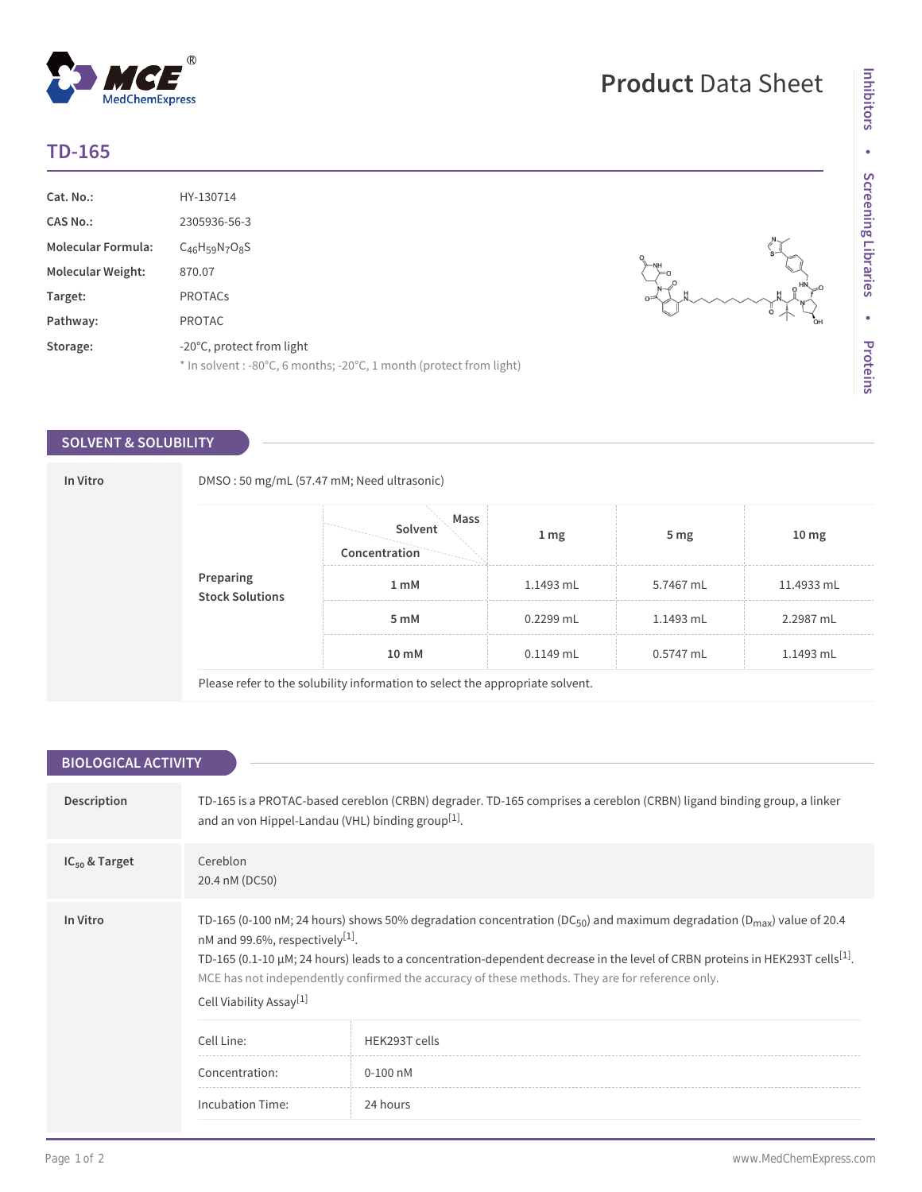# TD-165

| | |
|---|---|
| **Cat. No.:** | HY-130714 |
| **CAS No.:** | 2305936-56-3 |
| **Molecular Formula:** | $C_{46}H_{59}N_7O_8S$ |
| **Molecular Weight:** | 870.07 |
| **Target:** | PROTACs |
| **Pathway:** | PROTAC |
| **Storage:** | -20°C, protect from light<br>* In solvent : -80°C, 6 months; -20°C, 1 month (protect from light) |

## SOLVENT & SOLUBILITY

**In Vitro**

DMSO : 50 mg/mL (57.47 mM; Need ultrasonic)

**Preparing Stock Solutions**

| Solvent / Mass / Concentration | 1 mg | 5 mg | 10 mg |
|---|---|---|---|
| 1 mM | 1.1493 mL | 5.7467 mL | 11.4933 mL |
| 5 mM | 0.2299 mL | 1.1493 mL | 2.2987 mL |
| 10 mM | 0.1149 mL | 0.5747 mL | 1.1493 mL |

Please refer to the solubility information to select the appropriate solvent.

## BIOLOGICAL ACTIVITY

**Description**

TD-165 is a PROTAC-based cereblon (CRBN) degrader. TD-165 comprises a cereblon (CRBN) ligand binding group, a linker and an von Hippel-Landau (VHL) binding group[1].

**$IC_{50}$ & Target**

Cereblon
20.4 nM (DC50)

**In Vitro**

TD-165 (0-100 nM; 24 hours) shows 50% degradation concentration ($DC_{50}$) and maximum degradation ($D_{max}$) value of 20.4 nM and 99.6%, respectively[1].

TD-165 (0.1-10 μM; 24 hours) leads to a concentration-dependent decrease in the level of CRBN proteins in HEK293T cells[1].

MCE has not independently confirmed the accuracy of these methods. They are for reference only.

Cell Viability Assay[1]

| | |
|---|---|
| Cell Line: | HEK293T cells |
| Concentration: | 0-100 nM |
| Incubation Time: | 24 hours |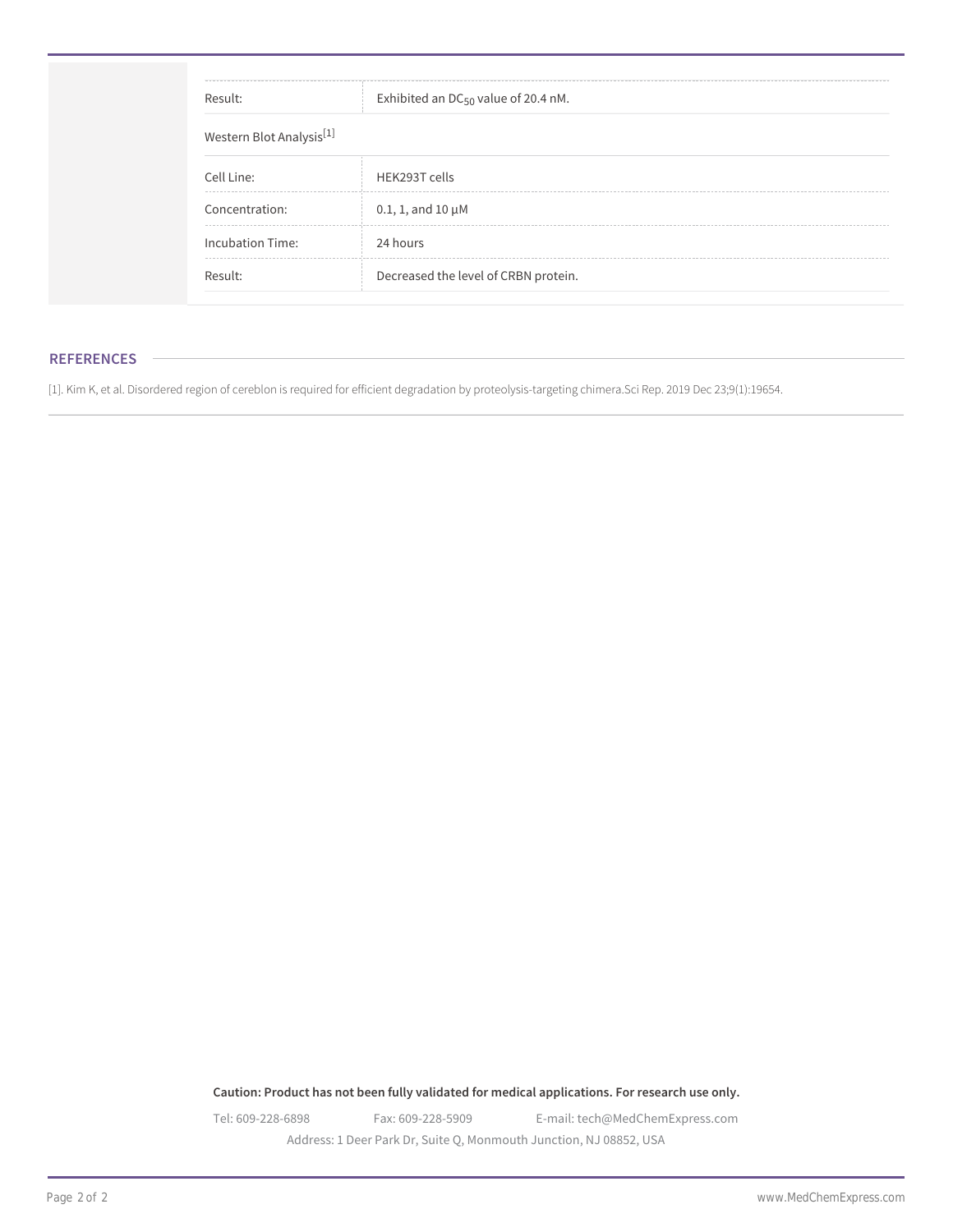| | |
|---|---|
| Result: | Exhibited an $DC_{50}$ value of 20.4 nM. |

Western Blot Analysis[1]

| | |
|---|---|
| Cell Line: | HEK293T cells |
| Concentration: | 0.1, 1, and 10 μM |
| Incubation Time: | 24 hours |
| Result: | Decreased the level of CRBN protein. |

## REFERENCES

[1]. Kim K, et al. Disordered region of cereblon is required for efficient degradation by proteolysis-targeting chimera.Sci Rep. 2019 Dec 23;9(1):19654.

**Caution: Product has not been fully validated for medical applications. For research use only.**

Tel: 609-228-6898 Fax: 609-228-5909 E-mail: tech@MedChemExpress.com

Address: 1 Deer Park Dr, Suite Q, Monmouth Junction, NJ 08852, USA